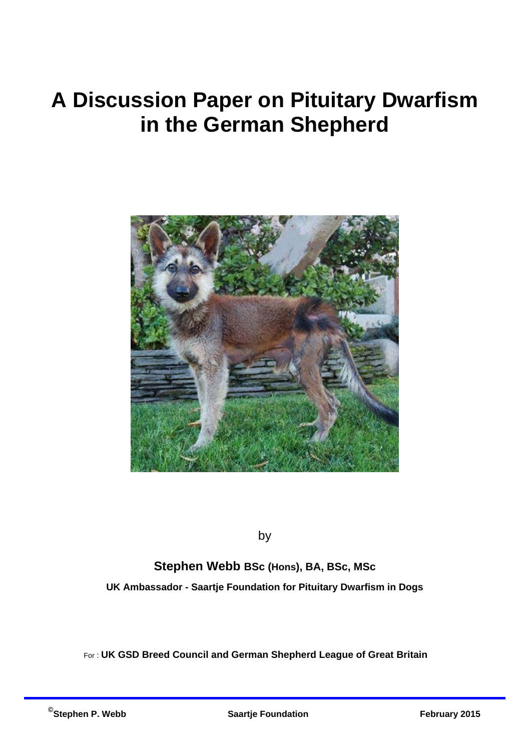# A Discussion Paper on Pituitary Dwarfism in the German Shepherd

by

**Stephen Webb BSc (Hons), BA, BSc, MSc**

**UK Ambassador - Saartje Foundation for Pituitary Dwarfism in Dogs**

For : **UK GSD Breed Council and German Shepherd League of Great Britain**

©**Stephen P. Webb** **Saartje Foundation** **February 2015**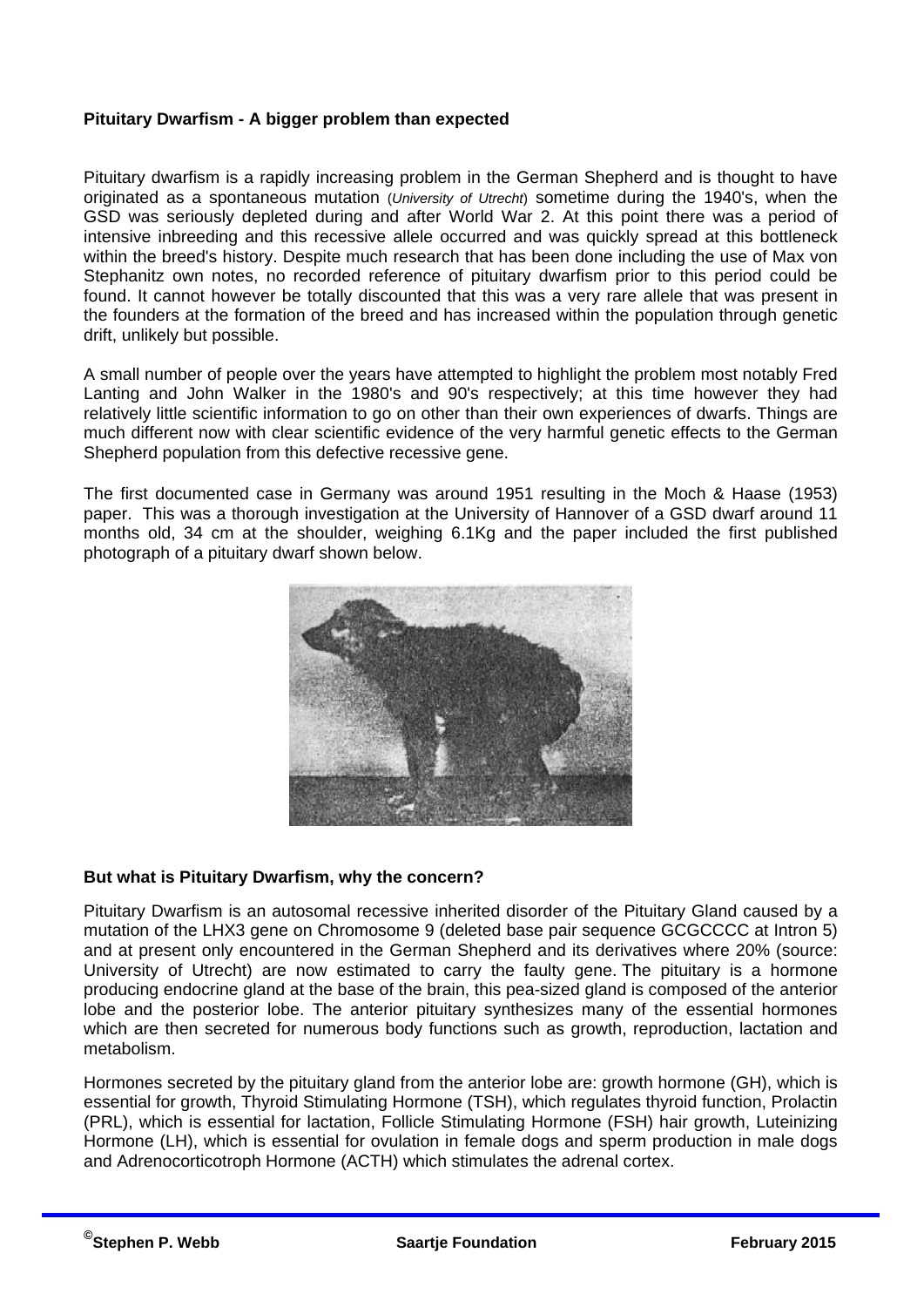**Pituitary Dwarfism - A bigger problem than expected**

Pituitary dwarfism is a rapidly increasing problem in the German Shepherd and is thought to have originated as a spontaneous mutation (*University of Utrecht*) sometime during the 1940's, when the GSD was seriously depleted during and after World War 2. At this point there was a period of intensive inbreeding and this recessive allele occurred and was quickly spread at this bottleneck within the breed's history. Despite much research that has been done including the use of Max von Stephanitz own notes, no recorded reference of pituitary dwarfism prior to this period could be found. It cannot however be totally discounted that this was a very rare allele that was present in the founders at the formation of the breed and has increased within the population through genetic drift, unlikely but possible.

A small number of people over the years have attempted to highlight the problem most notably Fred Lanting and John Walker in the 1980's and 90's respectively; at this time however they had relatively little scientific information to go on other than their own experiences of dwarfs. Things are much different now with clear scientific evidence of the very harmful genetic effects to the German Shepherd population from this defective recessive gene.

The first documented case in Germany was around 1951 resulting in the Moch & Haase (1953) paper. This was a thorough investigation at the University of Hannover of a GSD dwarf around 11 months old, 34 cm at the shoulder, weighing 6.1Kg and the paper included the first published photograph of a pituitary dwarf shown below.

**But what is Pituitary Dwarfism, why the concern?**

Pituitary Dwarfism is an autosomal recessive inherited disorder of the Pituitary Gland caused by a mutation of the LHX3 gene on Chromosome 9 (deleted base pair sequence GCGCCCC at Intron 5) and at present only encountered in the German Shepherd and its derivatives where 20% (source: University of Utrecht) are now estimated to carry the faulty gene. The pituitary is a hormone producing endocrine gland at the base of the brain, this pea-sized gland is composed of the anterior lobe and the posterior lobe. The anterior pituitary synthesizes many of the essential hormones which are then secreted for numerous body functions such as growth, reproduction, lactation and metabolism.

Hormones secreted by the pituitary gland from the anterior lobe are: growth hormone (GH), which is essential for growth, Thyroid Stimulating Hormone (TSH), which regulates thyroid function, Prolactin (PRL), which is essential for lactation, Follicle Stimulating Hormone (FSH) hair growth, Luteinizing Hormone (LH), which is essential for ovulation in female dogs and sperm production in male dogs and Adrenocorticotroph Hormone (ACTH) which stimulates the adrenal cortex.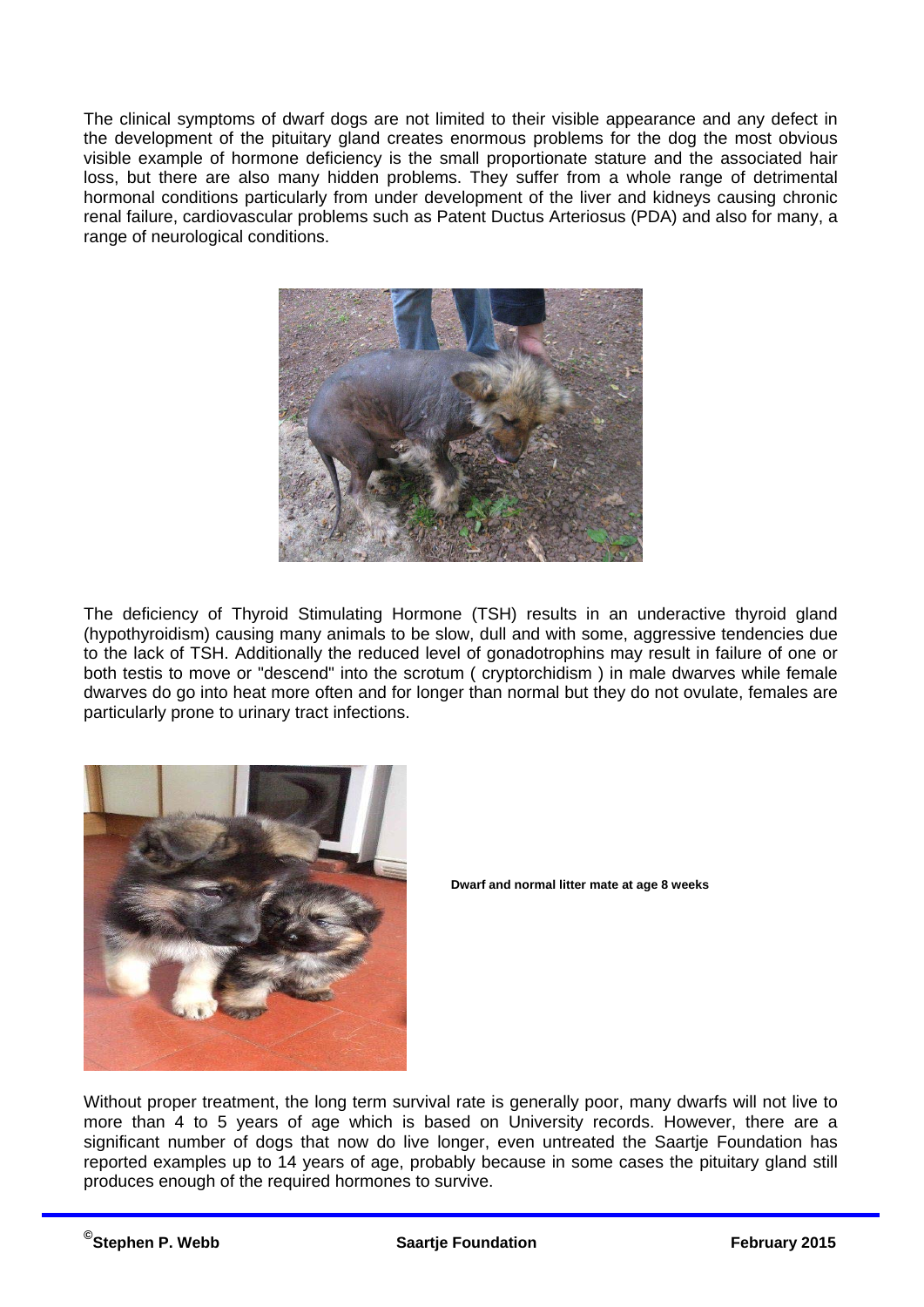The clinical symptoms of dwarf dogs are not limited to their visible appearance and any defect in the development of the pituitary gland creates enormous problems for the dog the most obvious visible example of hormone deficiency is the small proportionate stature and the associated hair loss, but there are also many hidden problems. They suffer from a whole range of detrimental hormonal conditions particularly from under development of the liver and kidneys causing chronic renal failure, cardiovascular problems such as Patent Ductus Arteriosus (PDA) and also for many, a range of neurological conditions.

The deficiency of Thyroid Stimulating Hormone (TSH) results in an underactive thyroid gland (hypothyroidism) causing many animals to be slow, dull and with some, aggressive tendencies due to the lack of TSH. Additionally the reduced level of gonadotrophins may result in failure of one or both testis to move or "descend" into the scrotum ( cryptorchidism ) in male dwarves while female dwarves do go into heat more often and for longer than normal but they do not ovulate, females are particularly prone to urinary tract infections.

**Dwarf and normal litter mate at age 8 weeks**

Without proper treatment, the long term survival rate is generally poor, many dwarfs will not live to more than 4 to 5 years of age which is based on University records. However, there are a significant number of dogs that now do live longer, even untreated the Saartje Foundation has reported examples up to 14 years of age, probably because in some cases the pituitary gland still produces enough of the required hormones to survive.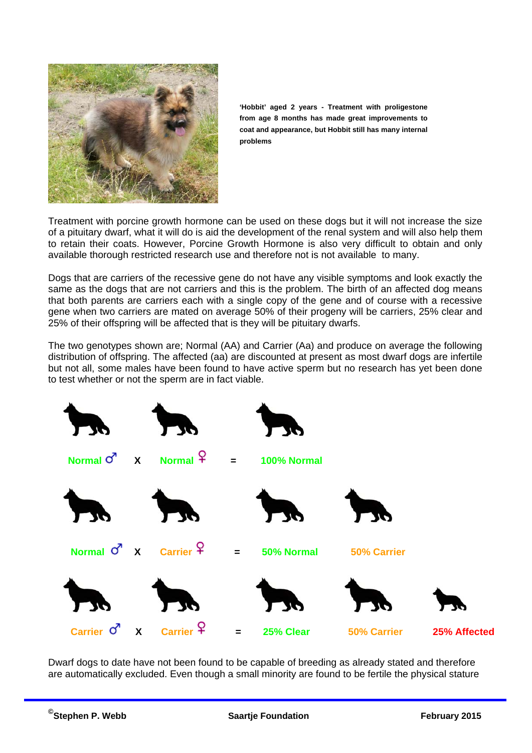**'Hobbit' aged 2 years - Treatment with proligestone from age 8 months has made great improvements to coat and appearance, but Hobbit still has many internal problems**

Treatment with porcine growth hormone can be used on these dogs but it will not increase the size of a pituitary dwarf, what it will do is aid the development of the renal system and will also help them to retain their coats. However, Porcine Growth Hormone is also very difficult to obtain and only available thorough restricted research use and therefore not is not available to many.

Dogs that are carriers of the recessive gene do not have any visible symptoms and look exactly the same as the dogs that are not carriers and this is the problem. The birth of an affected dog means that both parents are carriers each with a single copy of the gene and of course with a recessive gene when two carriers are mated on average 50% of their progeny will be carriers, 25% clear and 25% of their offspring will be affected that is they will be pituitary dwarfs.

The two genotypes shown are; Normal (AA) and Carrier (Aa) and produce on average the following distribution of offspring. The affected (aa) are discounted at present as most dwarf dogs are infertile but not all, some males have been found to have active sperm but no research has yet been done to test whether or not the sperm are in fact viable.

Normal ♂ X Normal ♀ = 100% Normal

Normal ♂ X Carrier ♀ = 50% Normal 50% Carrier

Carrier ♂ X Carrier ♀ = 25% Clear 50% Carrier 25% Affected

Dwarf dogs to date have not been found to be capable of breeding as already stated and therefore are automatically excluded. Even though a small minority are found to be fertile the physical stature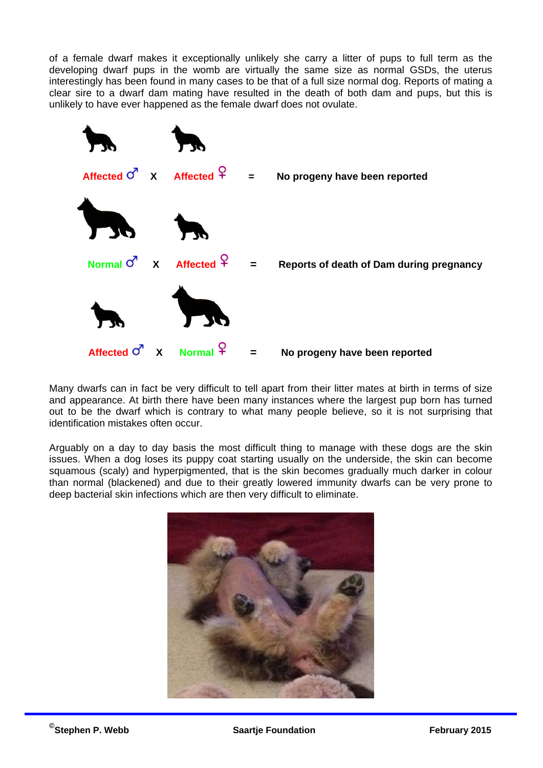of a female dwarf makes it exceptionally unlikely she carry a litter of pups to full term as the developing dwarf pups in the womb are virtually the same size as normal GSDs, the uterus interestingly has been found in many cases to be that of a full size normal dog. Reports of mating a clear sire to a dwarf dam mating have resulted in the death of both dam and pups, but this is unlikely to have ever happened as the female dwarf does not ovulate.

**Affected ♂ X Affected ♀ = No progeny have been reported**

**Normal ♂ X Affected ♀ = Reports of death of Dam during pregnancy**

**Affected ♂ X Normal ♀ = No progeny have been reported**

Many dwarfs can in fact be very difficult to tell apart from their litter mates at birth in terms of size and appearance. At birth there have been many instances where the largest pup born has turned out to be the dwarf which is contrary to what many people believe, so it is not surprising that identification mistakes often occur.

Arguably on a day to day basis the most difficult thing to manage with these dogs are the skin issues. When a dog loses its puppy coat starting usually on the underside, the skin can become squamous (scaly) and hyperpigmented, that is the skin becomes gradually much darker in colour than normal (blackened) and due to their greatly lowered immunity dwarfs can be very prone to deep bacterial skin infections which are then very difficult to eliminate.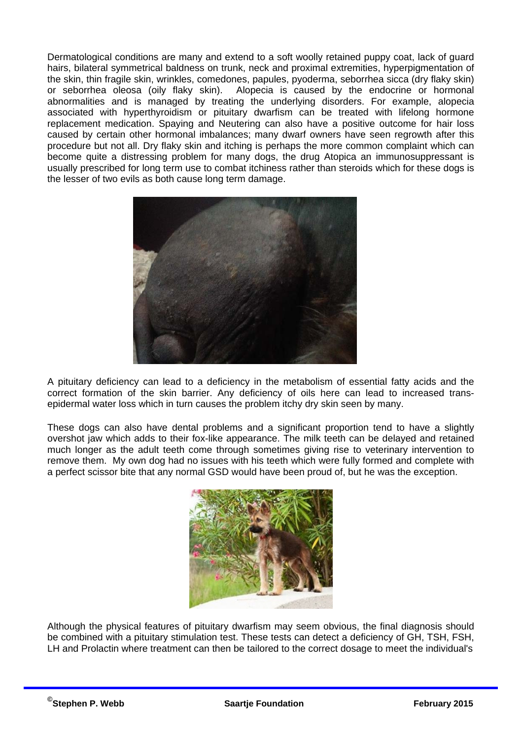Dermatological conditions are many and extend to a soft woolly retained puppy coat, lack of guard hairs, bilateral symmetrical baldness on trunk, neck and proximal extremities, hyperpigmentation of the skin, thin fragile skin, wrinkles, comedones, papules, pyoderma, seborrhea sicca (dry flaky skin) or seborrhea oleosa (oily flaky skin). Alopecia is caused by the endocrine or hormonal abnormalities and is managed by treating the underlying disorders. For example, alopecia associated with hyperthyroidism or pituitary dwarfism can be treated with lifelong hormone replacement medication. Spaying and Neutering can also have a positive outcome for hair loss caused by certain other hormonal imbalances; many dwarf owners have seen regrowth after this procedure but not all. Dry flaky skin and itching is perhaps the more common complaint which can become quite a distressing problem for many dogs, the drug Atopica an immunosuppressant is usually prescribed for long term use to combat itchiness rather than steroids which for these dogs is the lesser of two evils as both cause long term damage.

A pituitary deficiency can lead to a deficiency in the metabolism of essential fatty acids and the correct formation of the skin barrier. Any deficiency of oils here can lead to increased trans-epidermal water loss which in turn causes the problem itchy dry skin seen by many.

These dogs can also have dental problems and a significant proportion tend to have a slightly overshot jaw which adds to their fox-like appearance. The milk teeth can be delayed and retained much longer as the adult teeth come through sometimes giving rise to veterinary intervention to remove them. My own dog had no issues with his teeth which were fully formed and complete with a perfect scissor bite that any normal GSD would have been proud of, but he was the exception.

Although the physical features of pituitary dwarfism may seem obvious, the final diagnosis should be combined with a pituitary stimulation test. These tests can detect a deficiency of GH, TSH, FSH, LH and Prolactin where treatment can then be tailored to the correct dosage to meet the individual's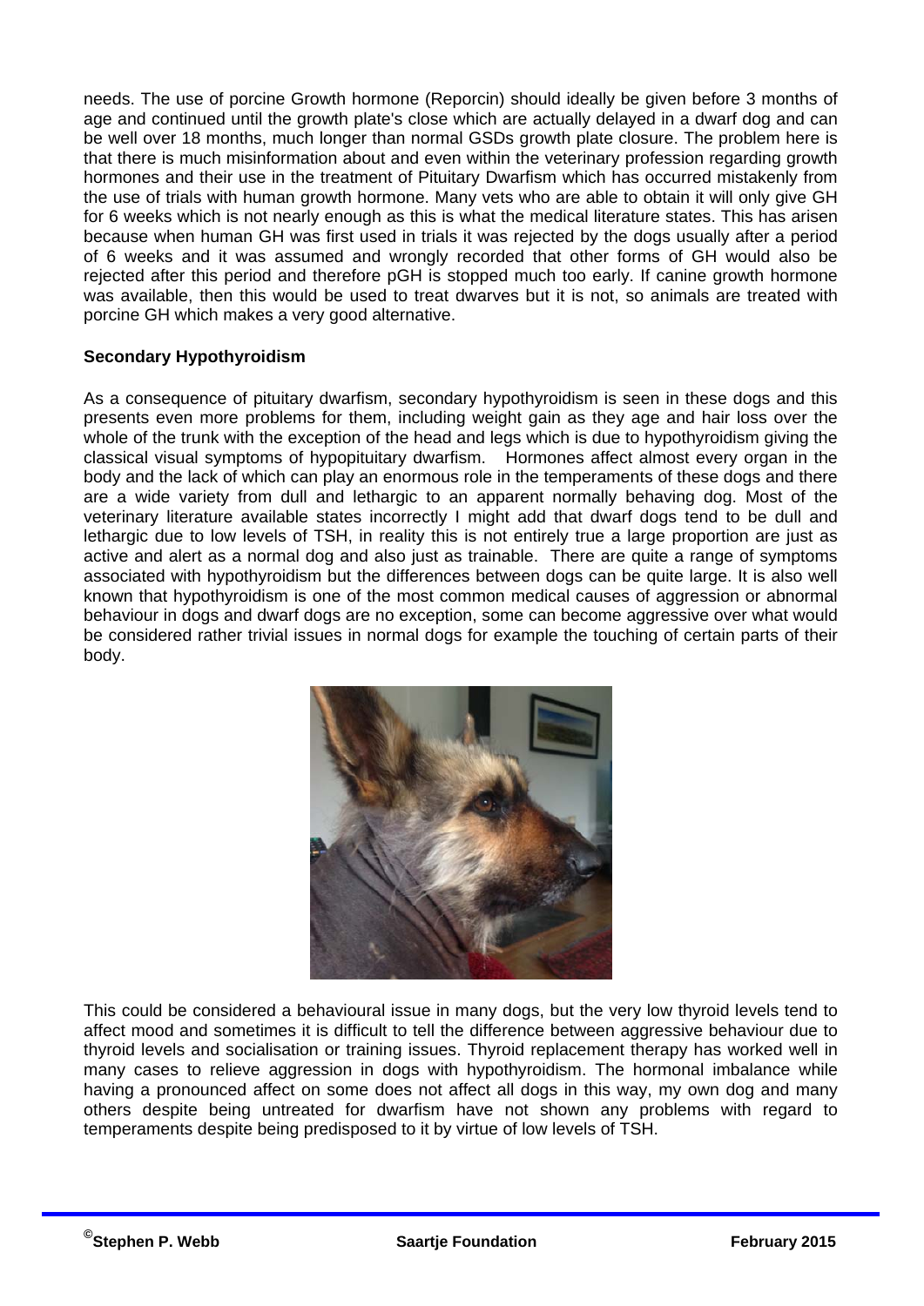needs. The use of porcine Growth hormone (Reporcin) should ideally be given before 3 months of age and continued until the growth plate's close which are actually delayed in a dwarf dog and can be well over 18 months, much longer than normal GSDs growth plate closure. The problem here is that there is much misinformation about and even within the veterinary profession regarding growth hormones and their use in the treatment of Pituitary Dwarfism which has occurred mistakenly from the use of trials with human growth hormone. Many vets who are able to obtain it will only give GH for 6 weeks which is not nearly enough as this is what the medical literature states. This has arisen because when human GH was first used in trials it was rejected by the dogs usually after a period of 6 weeks and it was assumed and wrongly recorded that other forms of GH would also be rejected after this period and therefore pGH is stopped much too early. If canine growth hormone was available, then this would be used to treat dwarves but it is not, so animals are treated with porcine GH which makes a very good alternative.

**Secondary Hypothyroidism**

As a consequence of pituitary dwarfism, secondary hypothyroidism is seen in these dogs and this presents even more problems for them, including weight gain as they age and hair loss over the whole of the trunk with the exception of the head and legs which is due to hypothyroidism giving the classical visual symptoms of hypopituitary dwarfism. Hormones affect almost every organ in the body and the lack of which can play an enormous role in the temperaments of these dogs and there are a wide variety from dull and lethargic to an apparent normally behaving dog. Most of the veterinary literature available states incorrectly I might add that dwarf dogs tend to be dull and lethargic due to low levels of TSH, in reality this is not entirely true a large proportion are just as active and alert as a normal dog and also just as trainable. There are quite a range of symptoms associated with hypothyroidism but the differences between dogs can be quite large. It is also well known that hypothyroidism is one of the most common medical causes of aggression or abnormal behaviour in dogs and dwarf dogs are no exception, some can become aggressive over what would be considered rather trivial issues in normal dogs for example the touching of certain parts of their body.

This could be considered a behavioural issue in many dogs, but the very low thyroid levels tend to affect mood and sometimes it is difficult to tell the difference between aggressive behaviour due to thyroid levels and socialisation or training issues. Thyroid replacement therapy has worked well in many cases to relieve aggression in dogs with hypothyroidism. The hormonal imbalance while having a pronounced affect on some does not affect all dogs in this way, my own dog and many others despite being untreated for dwarfism have not shown any problems with regard to temperaments despite being predisposed to it by virtue of low levels of TSH.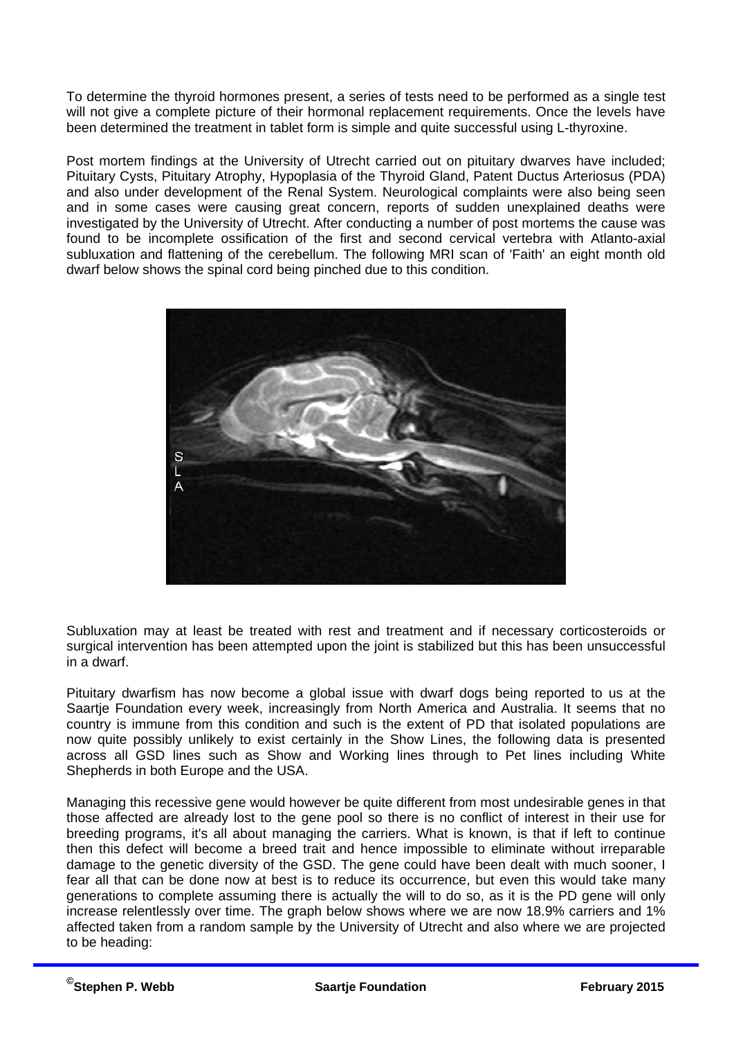To determine the thyroid hormones present, a series of tests need to be performed as a single test will not give a complete picture of their hormonal replacement requirements. Once the levels have been determined the treatment in tablet form is simple and quite successful using L-thyroxine.

Post mortem findings at the University of Utrecht carried out on pituitary dwarves have included; Pituitary Cysts, Pituitary Atrophy, Hypoplasia of the Thyroid Gland, Patent Ductus Arteriosus (PDA) and also under development of the Renal System. Neurological complaints were also being seen and in some cases were causing great concern, reports of sudden unexplained deaths were investigated by the University of Utrecht. After conducting a number of post mortems the cause was found to be incomplete ossification of the first and second cervical vertebra with Atlanto-axial subluxation and flattening of the cerebellum. The following MRI scan of 'Faith' an eight month old dwarf below shows the spinal cord being pinched due to this condition.

Subluxation may at least be treated with rest and treatment and if necessary corticosteroids or surgical intervention has been attempted upon the joint is stabilized but this has been unsuccessful in a dwarf.

Pituitary dwarfism has now become a global issue with dwarf dogs being reported to us at the Saartje Foundation every week, increasingly from North America and Australia. It seems that no country is immune from this condition and such is the extent of PD that isolated populations are now quite possibly unlikely to exist certainly in the Show Lines, the following data is presented across all GSD lines such as Show and Working lines through to Pet lines including White Shepherds in both Europe and the USA.

Managing this recessive gene would however be quite different from most undesirable genes in that those affected are already lost to the gene pool so there is no conflict of interest in their use for breeding programs, it's all about managing the carriers. What is known, is that if left to continue then this defect will become a breed trait and hence impossible to eliminate without irreparable damage to the genetic diversity of the GSD. The gene could have been dealt with much sooner, I fear all that can be done now at best is to reduce its occurrence, but even this would take many generations to complete assuming there is actually the will to do so, as it is the PD gene will only increase relentlessly over time. The graph below shows where we are now 18.9% carriers and 1% affected taken from a random sample by the University of Utrecht and also where we are projected to be heading: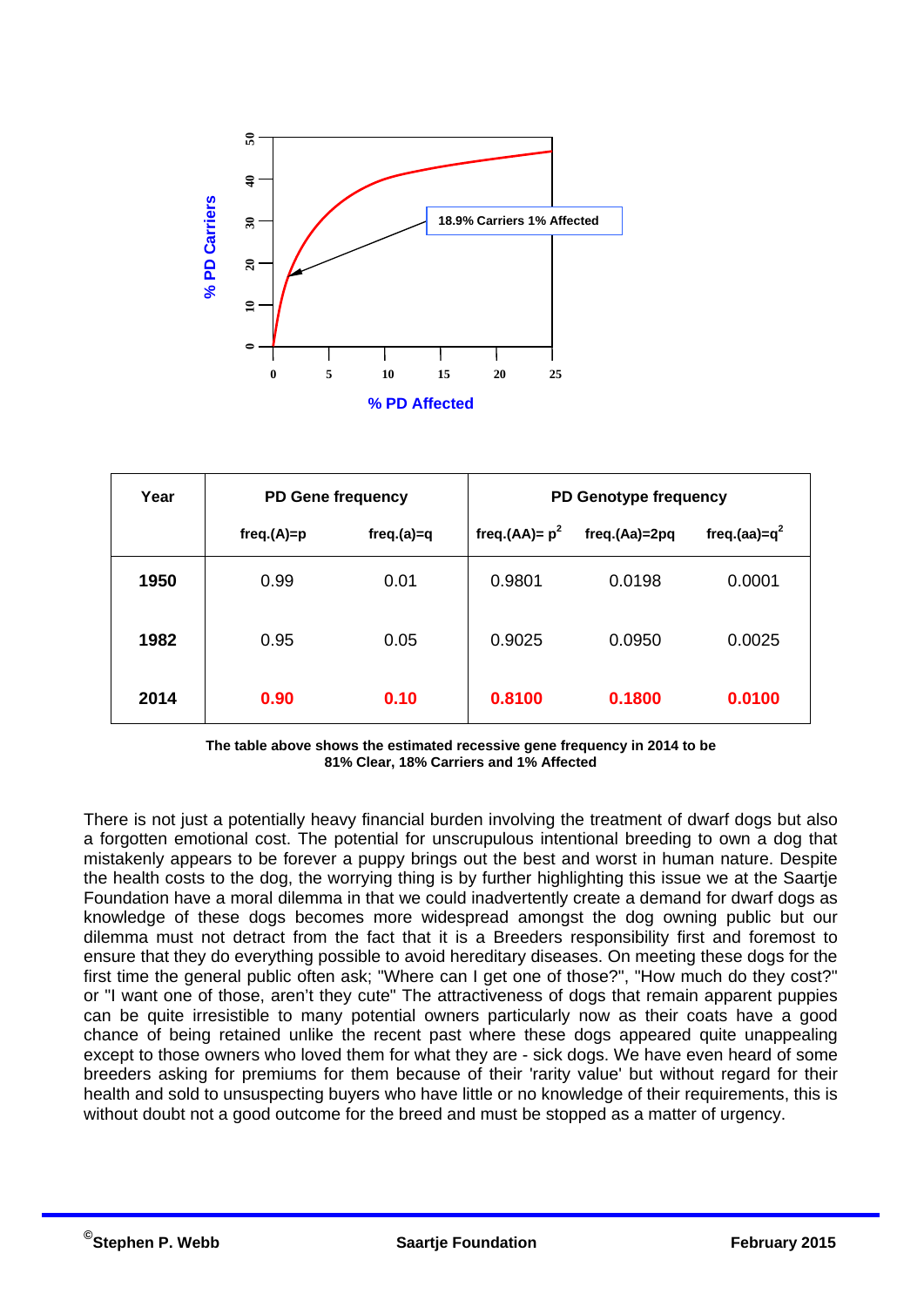% PD Carriers

18.9% Carriers 1% Affected

% PD Affected

| Year | PD Gene frequency | | PD Genotype frequency | | |
|---|---|---|---|---|---|
| | freq.(A)=p | freq.(a)=q | freq.(AA)= $p^2$ | freq.(Aa)=2pq | freq.(aa)=$q^2$ |
| **1950** | 0.99 | 0.01 | 0.9801 | 0.0198 | 0.0001 |
| **1982** | 0.95 | 0.05 | 0.9025 | 0.0950 | 0.0025 |
| **2014** | **0.90** | **0.10** | **0.8100** | **0.1800** | **0.0100** |

**The table above shows the estimated recessive gene frequency in 2014 to be 81% Clear, 18% Carriers and 1% Affected**

There is not just a potentially heavy financial burden involving the treatment of dwarf dogs but also a forgotten emotional cost. The potential for unscrupulous intentional breeding to own a dog that mistakenly appears to be forever a puppy brings out the best and worst in human nature. Despite the health costs to the dog, the worrying thing is by further highlighting this issue we at the Saartje Foundation have a moral dilemma in that we could inadvertently create a demand for dwarf dogs as knowledge of these dogs becomes more widespread amongst the dog owning public but our dilemma must not detract from the fact that it is a Breeders responsibility first and foremost to ensure that they do everything possible to avoid hereditary diseases. On meeting these dogs for the first time the general public often ask; "Where can I get one of those?", "How much do they cost?" or "I want one of those, aren't they cute" The attractiveness of dogs that remain apparent puppies can be quite irresistible to many potential owners particularly now as their coats have a good chance of being retained unlike the recent past where these dogs appeared quite unappealing except to those owners who loved them for what they are - sick dogs. We have even heard of some breeders asking for premiums for them because of their 'rarity value' but without regard for their health and sold to unsuspecting buyers who have little or no knowledge of their requirements, this is without doubt not a good outcome for the breed and must be stopped as a matter of urgency.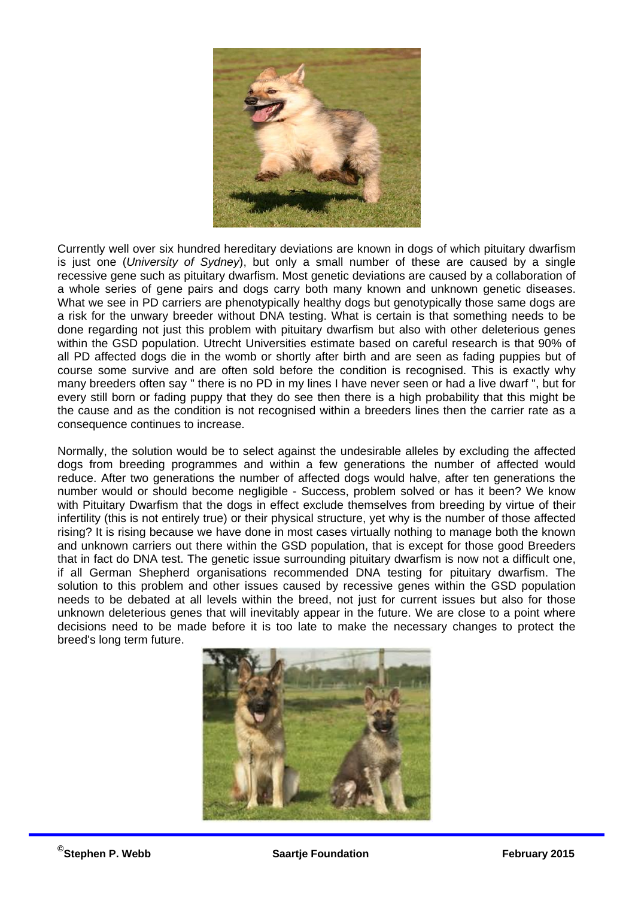Currently well over six hundred hereditary deviations are known in dogs of which pituitary dwarfism is just one (*University of Sydney*), but only a small number of these are caused by a single recessive gene such as pituitary dwarfism. Most genetic deviations are caused by a collaboration of a whole series of gene pairs and dogs carry both many known and unknown genetic diseases. What we see in PD carriers are phenotypically healthy dogs but genotypically those same dogs are a risk for the unwary breeder without DNA testing. What is certain is that something needs to be done regarding not just this problem with pituitary dwarfism but also with other deleterious genes within the GSD population. Utrecht Universities estimate based on careful research is that 90% of all PD affected dogs die in the womb or shortly after birth and are seen as fading puppies but of course some survive and are often sold before the condition is recognised. This is exactly why many breeders often say " there is no PD in my lines I have never seen or had a live dwarf ", but for every still born or fading puppy that they do see then there is a high probability that this might be the cause and as the condition is not recognised within a breeders lines then the carrier rate as a consequence continues to increase.

Normally, the solution would be to select against the undesirable alleles by excluding the affected dogs from breeding programmes and within a few generations the number of affected would reduce. After two generations the number of affected dogs would halve, after ten generations the number would or should become negligible - Success, problem solved or has it been? We know with Pituitary Dwarfism that the dogs in effect exclude themselves from breeding by virtue of their infertility (this is not entirely true) or their physical structure, yet why is the number of those affected rising? It is rising because we have done in most cases virtually nothing to manage both the known and unknown carriers out there within the GSD population, that is except for those good Breeders that in fact do DNA test. The genetic issue surrounding pituitary dwarfism is now not a difficult one, if all German Shepherd organisations recommended DNA testing for pituitary dwarfism. The solution to this problem and other issues caused by recessive genes within the GSD population needs to be debated at all levels within the breed, not just for current issues but also for those unknown deleterious genes that will inevitably appear in the future. We are close to a point where decisions need to be made before it is too late to make the necessary changes to protect the breed's long term future.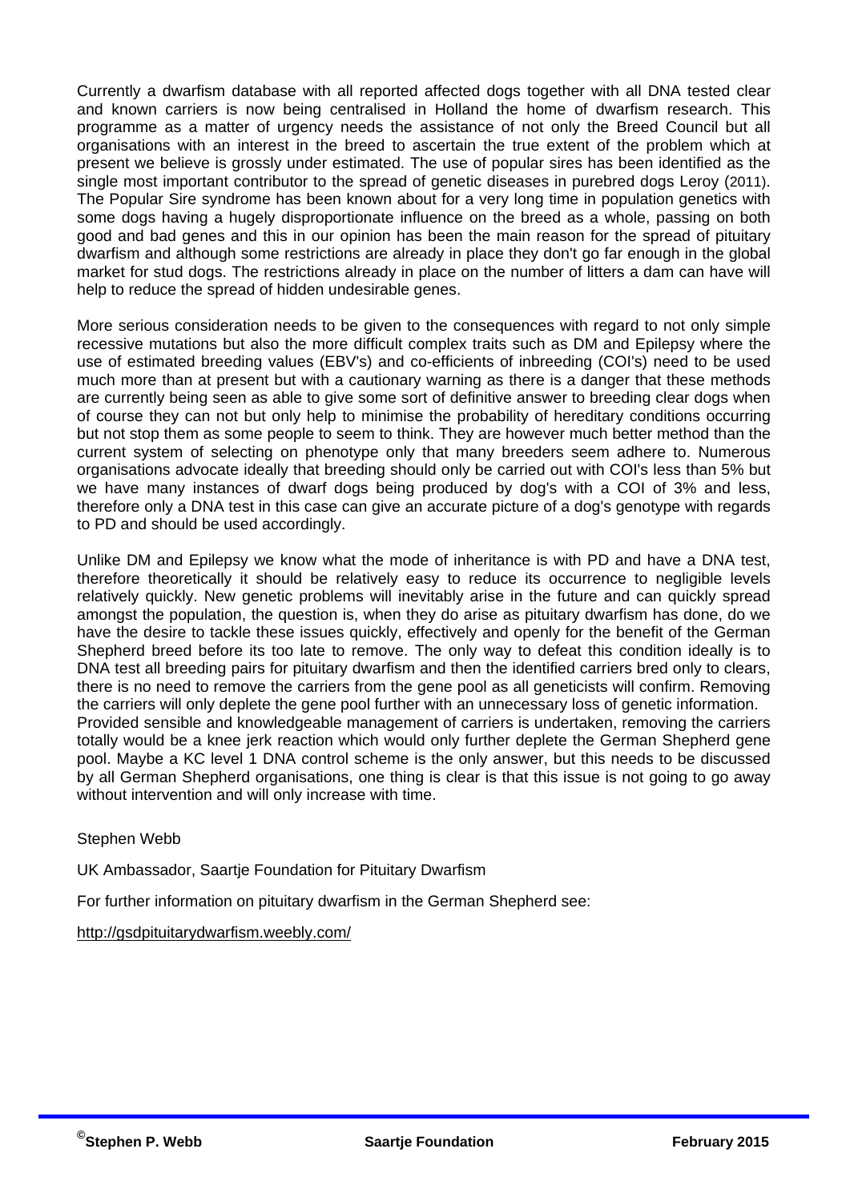Currently a dwarfism database with all reported affected dogs together with all DNA tested clear and known carriers is now being centralised in Holland the home of dwarfism research. This programme as a matter of urgency needs the assistance of not only the Breed Council but all organisations with an interest in the breed to ascertain the true extent of the problem which at present we believe is grossly under estimated. The use of popular sires has been identified as the single most important contributor to the spread of genetic diseases in purebred dogs Leroy (2011). The Popular Sire syndrome has been known about for a very long time in population genetics with some dogs having a hugely disproportionate influence on the breed as a whole, passing on both good and bad genes and this in our opinion has been the main reason for the spread of pituitary dwarfism and although some restrictions are already in place they don't go far enough in the global market for stud dogs. The restrictions already in place on the number of litters a dam can have will help to reduce the spread of hidden undesirable genes.

More serious consideration needs to be given to the consequences with regard to not only simple recessive mutations but also the more difficult complex traits such as DM and Epilepsy where the use of estimated breeding values (EBV's) and co-efficients of inbreeding (COI's) need to be used much more than at present but with a cautionary warning as there is a danger that these methods are currently being seen as able to give some sort of definitive answer to breeding clear dogs when of course they can not but only help to minimise the probability of hereditary conditions occurring but not stop them as some people to seem to think. They are however much better method than the current system of selecting on phenotype only that many breeders seem adhere to. Numerous organisations advocate ideally that breeding should only be carried out with COI's less than 5% but we have many instances of dwarf dogs being produced by dog's with a COI of 3% and less, therefore only a DNA test in this case can give an accurate picture of a dog's genotype with regards to PD and should be used accordingly.

Unlike DM and Epilepsy we know what the mode of inheritance is with PD and have a DNA test, therefore theoretically it should be relatively easy to reduce its occurrence to negligible levels relatively quickly. New genetic problems will inevitably arise in the future and can quickly spread amongst the population, the question is, when they do arise as pituitary dwarfism has done, do we have the desire to tackle these issues quickly, effectively and openly for the benefit of the German Shepherd breed before its too late to remove. The only way to defeat this condition ideally is to DNA test all breeding pairs for pituitary dwarfism and then the identified carriers bred only to clears, there is no need to remove the carriers from the gene pool as all geneticists will confirm. Removing the carriers will only deplete the gene pool further with an unnecessary loss of genetic information.
Provided sensible and knowledgeable management of carriers is undertaken, removing the carriers totally would be a knee jerk reaction which would only further deplete the German Shepherd gene pool. Maybe a KC level 1 DNA control scheme is the only answer, but this needs to be discussed by all German Shepherd organisations, one thing is clear is that this issue is not going to go away without intervention and will only increase with time.

Stephen Webb

UK Ambassador, Saartje Foundation for Pituitary Dwarfism

For further information on pituitary dwarfism in the German Shepherd see:

http://gsdpituitarydwarfism.weebly.com/